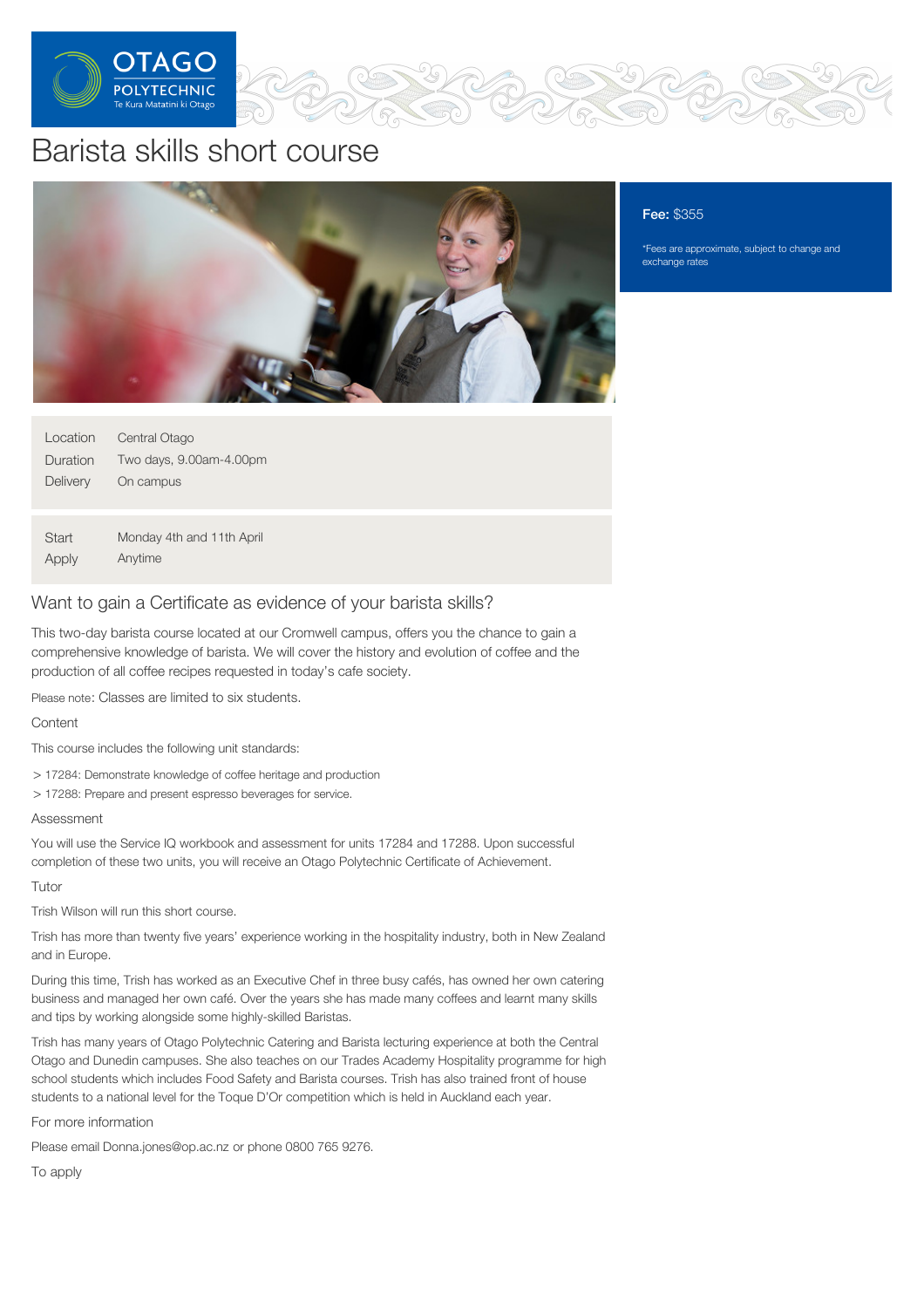# Barista skills short course

**Fee:** $355

*Fees are approximate, subject to change and exchange rates

| | |
|---|---|
| Location | Central Otago |
| Duration | Two days, 9.00am-4.00pm |
| Delivery | On campus |

| | |
|---|---|
| Start | Monday 4th and 11th April |
| Apply | Anytime |

## Want to gain a Certificate as evidence of your barista skills?

This two-day barista course located at our Cromwell campus, offers you the chance to gain a comprehensive knowledge of barista. We will cover the history and evolution of coffee and the production of all coffee recipes requested in today's cafe society.

Please note: Classes are limited to six students.

### Content

This course includes the following unit standards:

- 17284: Demonstrate knowledge of coffee heritage and production
- 17288: Prepare and present espresso beverages for service.

### Assessment

You will use the Service IQ workbook and assessment for units 17284 and 17288. Upon successful completion of these two units, you will receive an Otago Polytechnic Certificate of Achievement.

### Tutor

Trish Wilson will run this short course.

Trish has more than twenty five years' experience working in the hospitality industry, both in New Zealand and in Europe.

During this time, Trish has worked as an Executive Chef in three busy cafés, has owned her own catering business and managed her own café. Over the years she has made many coffees and learnt many skills and tips by working alongside some highly-skilled Baristas.

Trish has many years of Otago Polytechnic Catering and Barista lecturing experience at both the Central Otago and Dunedin campuses. She also teaches on our Trades Academy Hospitality programme for high school students which includes Food Safety and Barista courses. Trish has also trained front of house students to a national level for the Toque D'Or competition which is held in Auckland each year.

### For more information

Please email Donna.jones@op.ac.nz or phone 0800 765 9276.

### To apply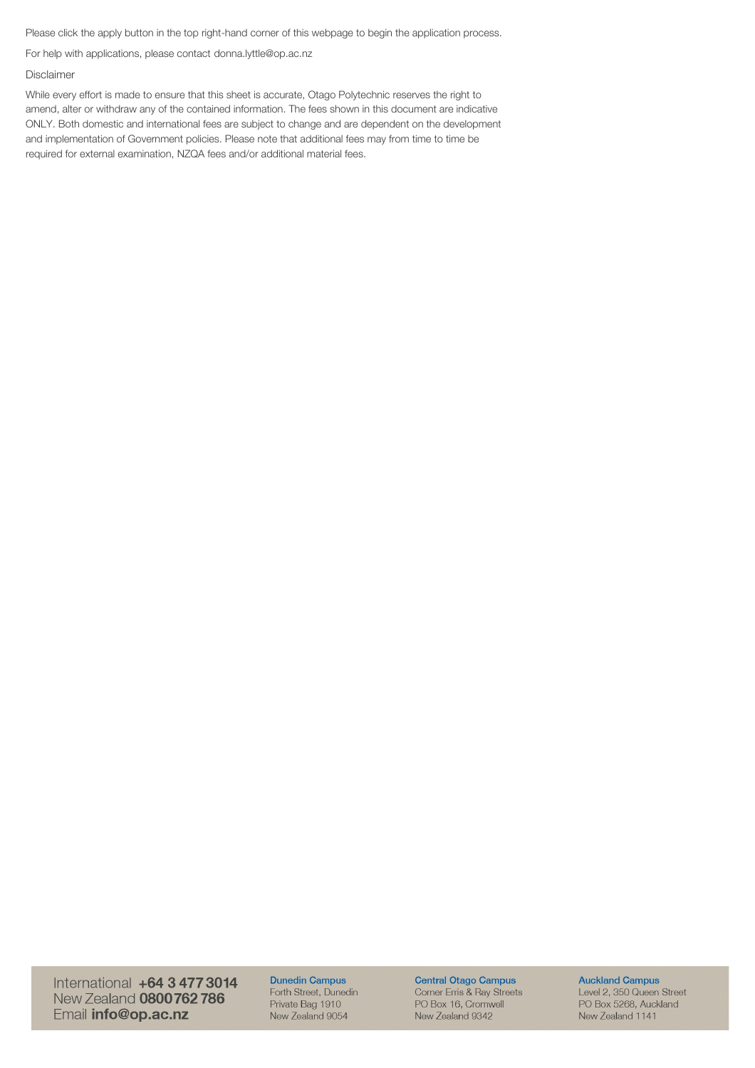Please click the apply button in the top right-hand corner of this webpage to begin the application process.

For help with applications, please contact donna.lyttle@op.ac.nz

Disclaimer

While every effort is made to ensure that this sheet is accurate, Otago Polytechnic reserves the right to amend, alter or withdraw any of the contained information. The fees shown in this document are indicative ONLY. Both domestic and international fees are subject to change and are dependent on the development and implementation of Government policies. Please note that additional fees may from time to time be required for external examination, NZQA fees and/or additional material fees.

International **+64 3 477 3014**
New Zealand **0800 762 786**
Email **info@op.ac.nz**

**Dunedin Campus**
Forth Street, Dunedin
Private Bag 1910
New Zealand 9054

**Central Otago Campus**
Corner Erris & Ray Streets
PO Box 16, Cromwell
New Zealand 9342

**Auckland Campus**
Level 2, 350 Queen Street
PO Box 5268, Auckland
New Zealand 1141